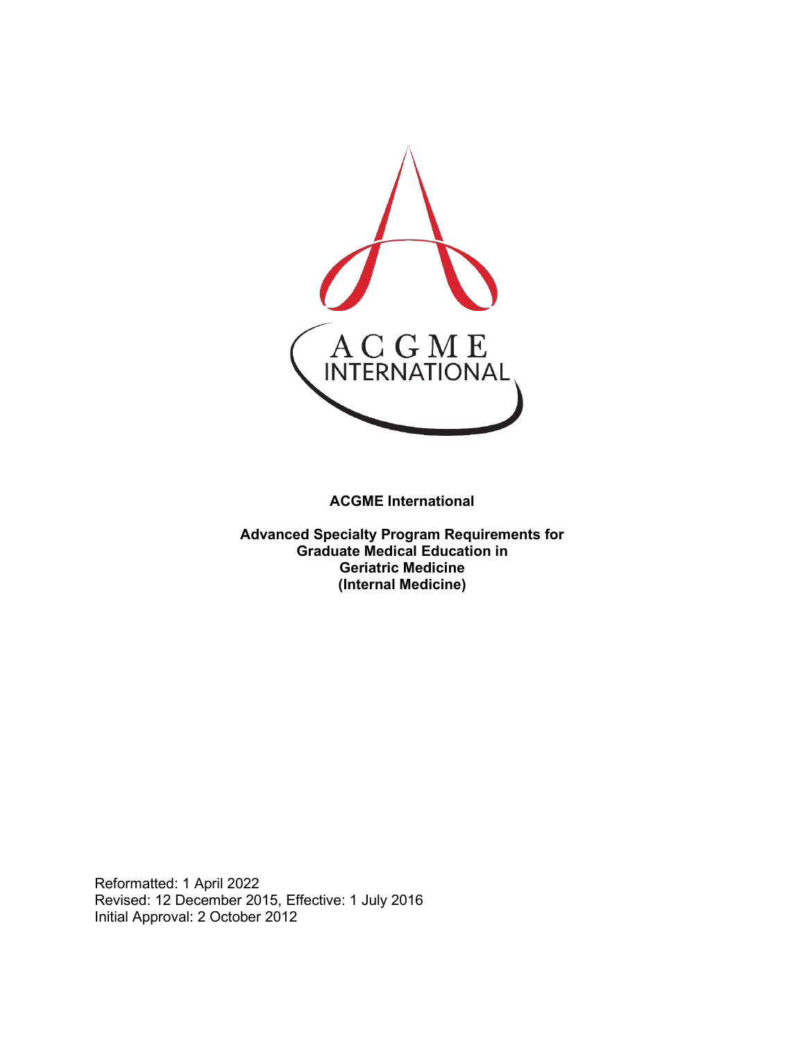**ACGME International**

**Advanced Specialty Program Requirements for Graduate Medical Education in Geriatric Medicine (Internal Medicine)**

Reformatted: 1 April 2022
Revised: 12 December 2015, Effective: 1 July 2016
Initial Approval: 2 October 2012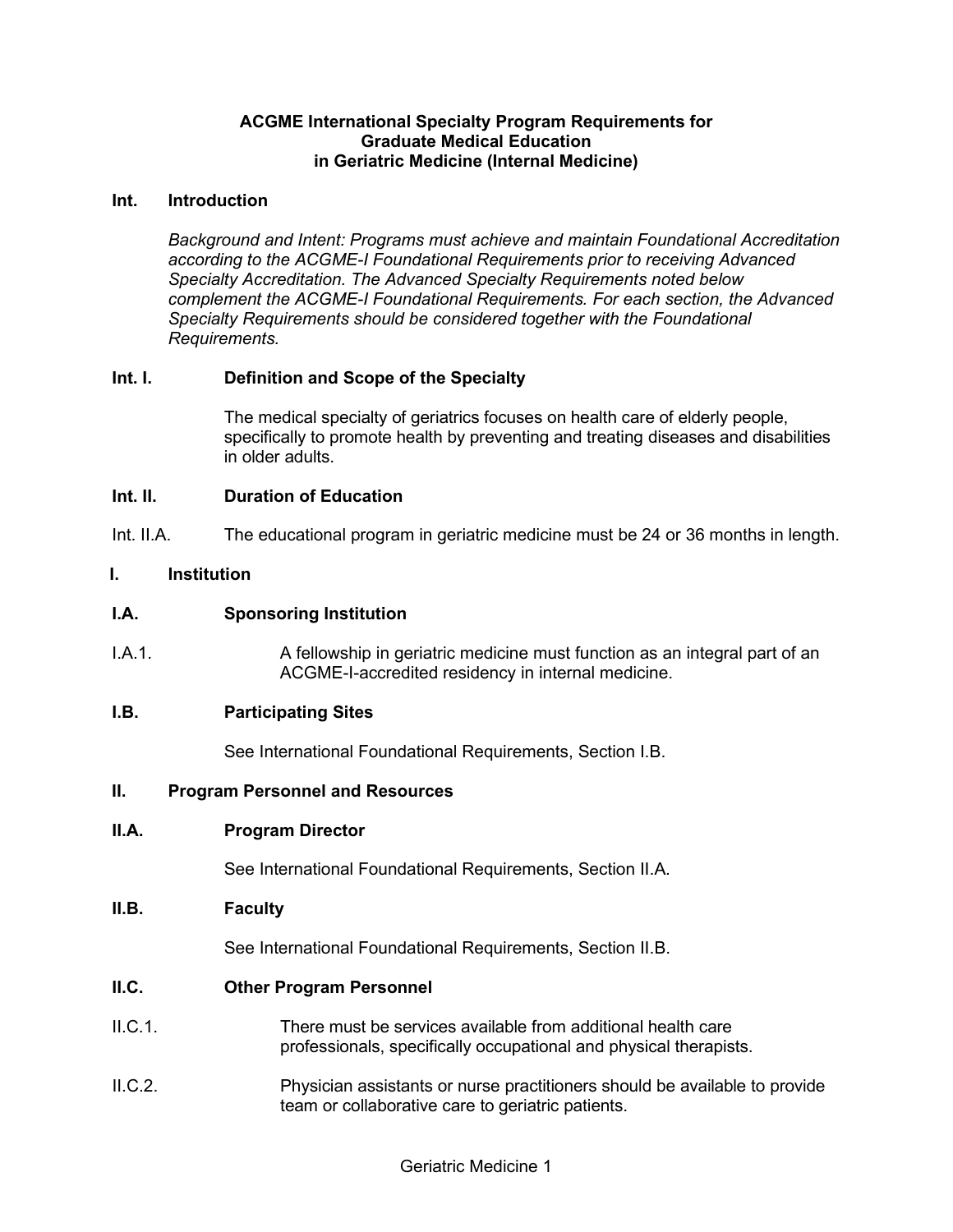**ACGME International Specialty Program Requirements for Graduate Medical Education in Geriatric Medicine (Internal Medicine)**

## Int. Introduction

*Background and Intent: Programs must achieve and maintain Foundational Accreditation according to the ACGME-I Foundational Requirements prior to receiving Advanced Specialty Accreditation. The Advanced Specialty Requirements noted below complement the ACGME-I Foundational Requirements. For each section, the Advanced Specialty Requirements should be considered together with the Foundational Requirements.*

### Int. I. Definition and Scope of the Specialty

The medical specialty of geriatrics focuses on health care of elderly people, specifically to promote health by preventing and treating diseases and disabilities in older adults.

### Int. II. Duration of Education

Int. II.A. The educational program in geriatric medicine must be 24 or 36 months in length.

## I. Institution

### I.A. Sponsoring Institution

I.A.1. A fellowship in geriatric medicine must function as an integral part of an ACGME-I-accredited residency in internal medicine.

### I.B. Participating Sites

See International Foundational Requirements, Section I.B.

## II. Program Personnel and Resources

### II.A. Program Director

See International Foundational Requirements, Section II.A.

### II.B. Faculty

See International Foundational Requirements, Section II.B.

### II.C. Other Program Personnel

II.C.1. There must be services available from additional health care professionals, specifically occupational and physical therapists.

II.C.2. Physician assistants or nurse practitioners should be available to provide team or collaborative care to geriatric patients.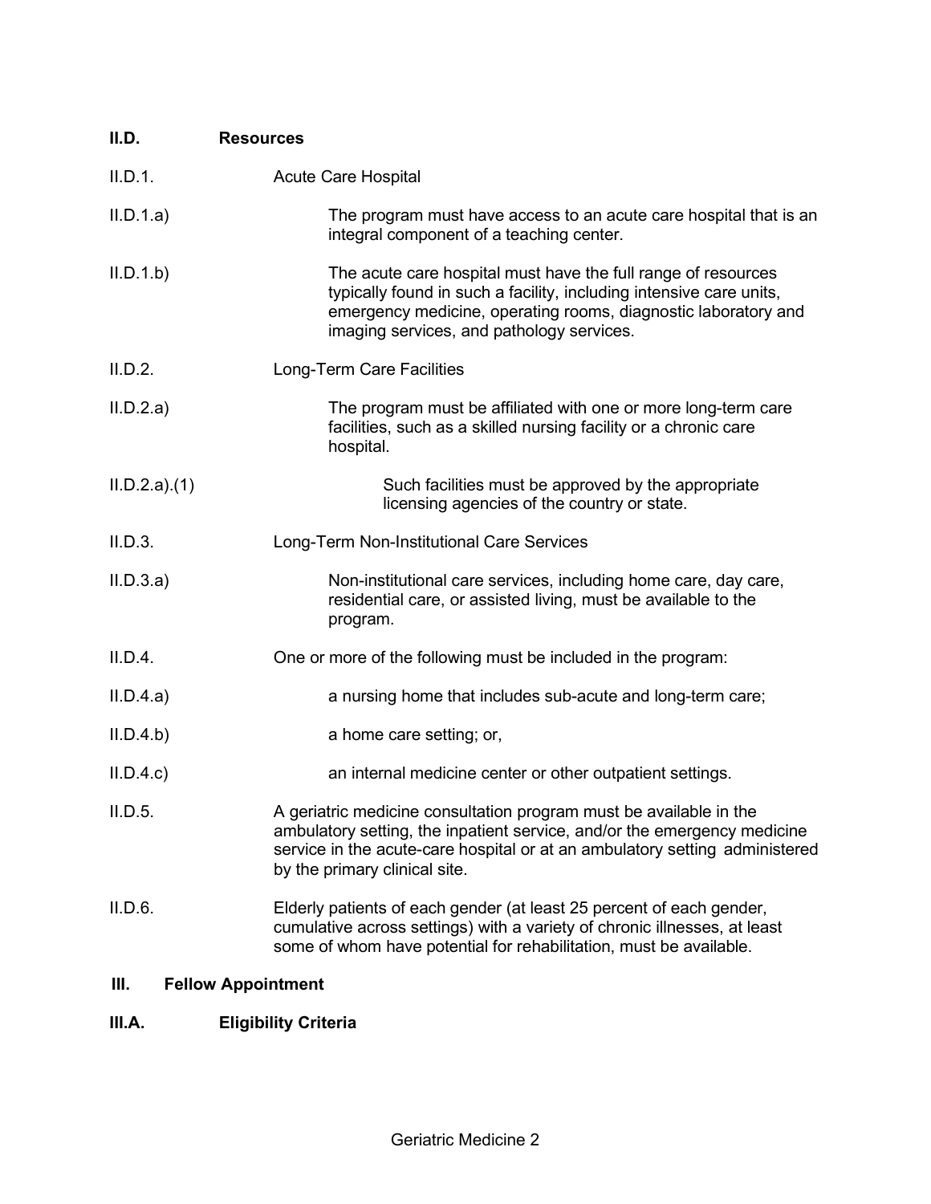**II.D. Resources**

II.D.1. Acute Care Hospital

II.D.1.a) The program must have access to an acute care hospital that is an integral component of a teaching center.

II.D.1.b) The acute care hospital must have the full range of resources typically found in such a facility, including intensive care units, emergency medicine, operating rooms, diagnostic laboratory and imaging services, and pathology services.

II.D.2. Long-Term Care Facilities

II.D.2.a) The program must be affiliated with one or more long-term care facilities, such as a skilled nursing facility or a chronic care hospital.

II.D.2.a).(1) Such facilities must be approved by the appropriate licensing agencies of the country or state.

II.D.3. Long-Term Non-Institutional Care Services

II.D.3.a) Non-institutional care services, including home care, day care, residential care, or assisted living, must be available to the program.

II.D.4. One or more of the following must be included in the program:

II.D.4.a) a nursing home that includes sub-acute and long-term care;

II.D.4.b) a home care setting; or,

II.D.4.c) an internal medicine center or other outpatient settings.

II.D.5. A geriatric medicine consultation program must be available in the ambulatory setting, the inpatient service, and/or the emergency medicine service in the acute-care hospital or at an ambulatory setting administered by the primary clinical site.

II.D.6. Elderly patients of each gender (at least 25 percent of each gender, cumulative across settings) with a variety of chronic illnesses, at least some of whom have potential for rehabilitation, must be available.

**III. Fellow Appointment**

**III.A. Eligibility Criteria**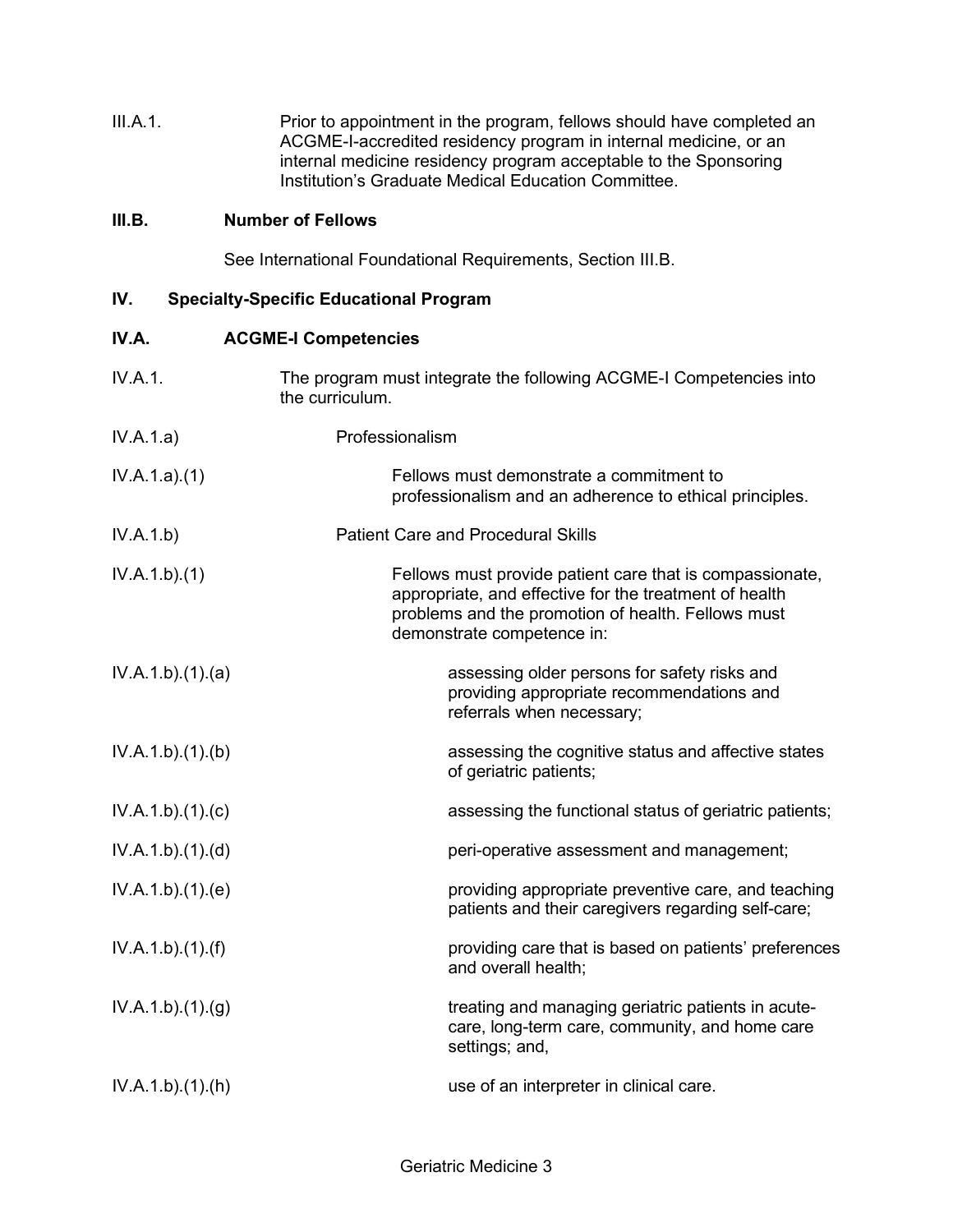III.A.1. Prior to appointment in the program, fellows should have completed an ACGME-I-accredited residency program in internal medicine, or an internal medicine residency program acceptable to the Sponsoring Institution's Graduate Medical Education Committee.

**III.B. Number of Fellows**

See International Foundational Requirements, Section III.B.

## IV. Specialty-Specific Educational Program

**IV.A. ACGME-I Competencies**

IV.A.1. The program must integrate the following ACGME-I Competencies into the curriculum.

IV.A.1.a) Professionalism

IV.A.1.a).(1) Fellows must demonstrate a commitment to professionalism and an adherence to ethical principles.

IV.A.1.b) Patient Care and Procedural Skills

IV.A.1.b).(1) Fellows must provide patient care that is compassionate, appropriate, and effective for the treatment of health problems and the promotion of health. Fellows must demonstrate competence in:

IV.A.1.b).(1).(a) assessing older persons for safety risks and providing appropriate recommendations and referrals when necessary;

IV.A.1.b).(1).(b) assessing the cognitive status and affective states of geriatric patients;

IV.A.1.b).(1).(c) assessing the functional status of geriatric patients;

IV.A.1.b).(1).(d) peri-operative assessment and management;

IV.A.1.b).(1).(e) providing appropriate preventive care, and teaching patients and their caregivers regarding self-care;

IV.A.1.b).(1).(f) providing care that is based on patients' preferences and overall health;

IV.A.1.b).(1).(g) treating and managing geriatric patients in acute-care, long-term care, community, and home care settings; and,

IV.A.1.b).(1).(h) use of an interpreter in clinical care.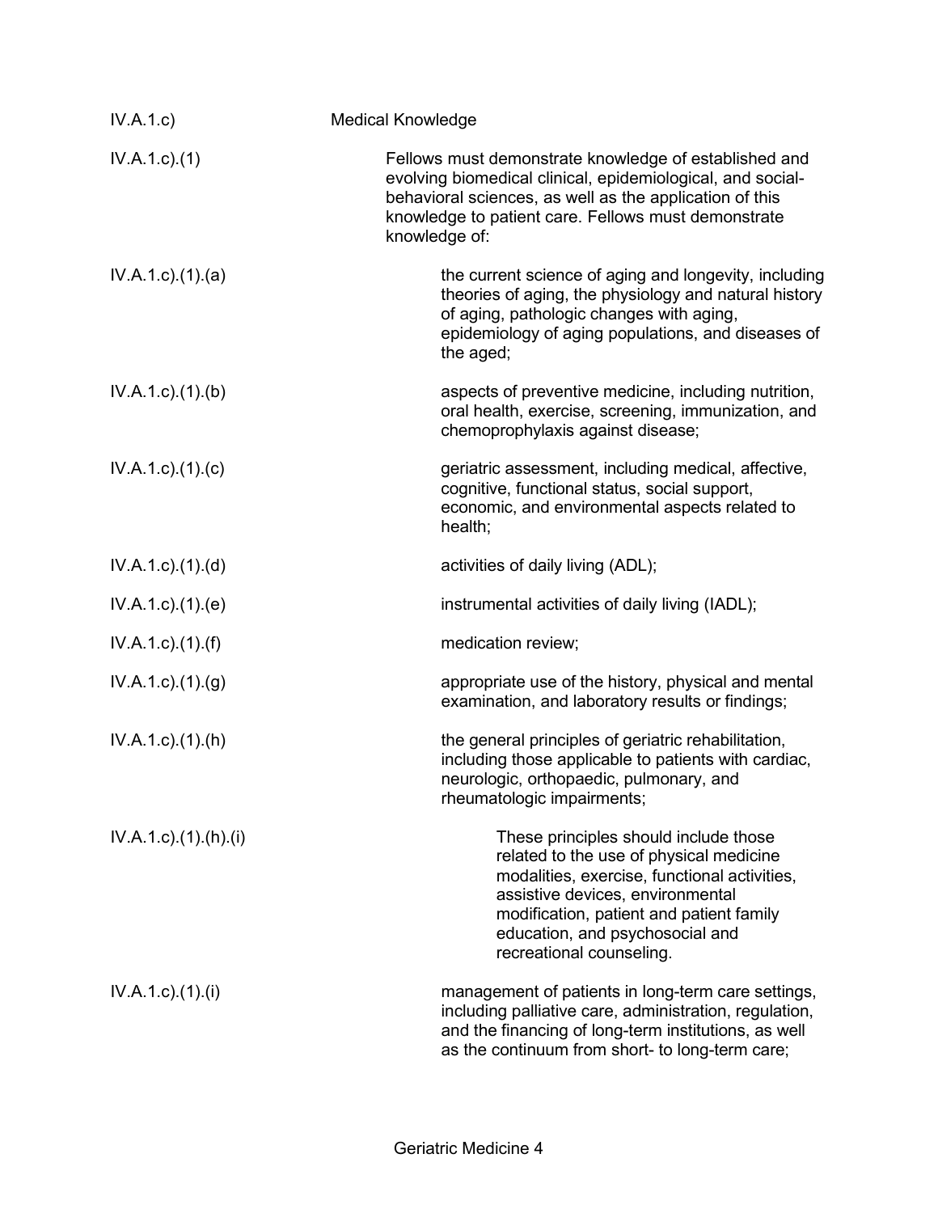| | |
|---|---|
| IV.A.1.c) | Medical Knowledge |
| IV.A.1.c).(1) | Fellows must demonstrate knowledge of established and evolving biomedical clinical, epidemiological, and social-behavioral sciences, as well as the application of this knowledge to patient care. Fellows must demonstrate knowledge of: |
| IV.A.1.c).(1).(a) | the current science of aging and longevity, including theories of aging, the physiology and natural history of aging, pathologic changes with aging, epidemiology of aging populations, and diseases of the aged; |
| IV.A.1.c).(1).(b) | aspects of preventive medicine, including nutrition, oral health, exercise, screening, immunization, and chemoprophylaxis against disease; |
| IV.A.1.c).(1).(c) | geriatric assessment, including medical, affective, cognitive, functional status, social support, economic, and environmental aspects related to health; |
| IV.A.1.c).(1).(d) | activities of daily living (ADL); |
| IV.A.1.c).(1).(e) | instrumental activities of daily living (IADL); |
| IV.A.1.c).(1).(f) | medication review; |
| IV.A.1.c).(1).(g) | appropriate use of the history, physical and mental examination, and laboratory results or findings; |
| IV.A.1.c).(1).(h) | the general principles of geriatric rehabilitation, including those applicable to patients with cardiac, neurologic, orthopaedic, pulmonary, and rheumatologic impairments; |
| IV.A.1.c).(1).(h).(i) | These principles should include those related to the use of physical medicine modalities, exercise, functional activities, assistive devices, environmental modification, patient and patient family education, and psychosocial and recreational counseling. |
| IV.A.1.c).(1).(i) | management of patients in long-term care settings, including palliative care, administration, regulation, and the financing of long-term institutions, as well as the continuum from short- to long-term care; |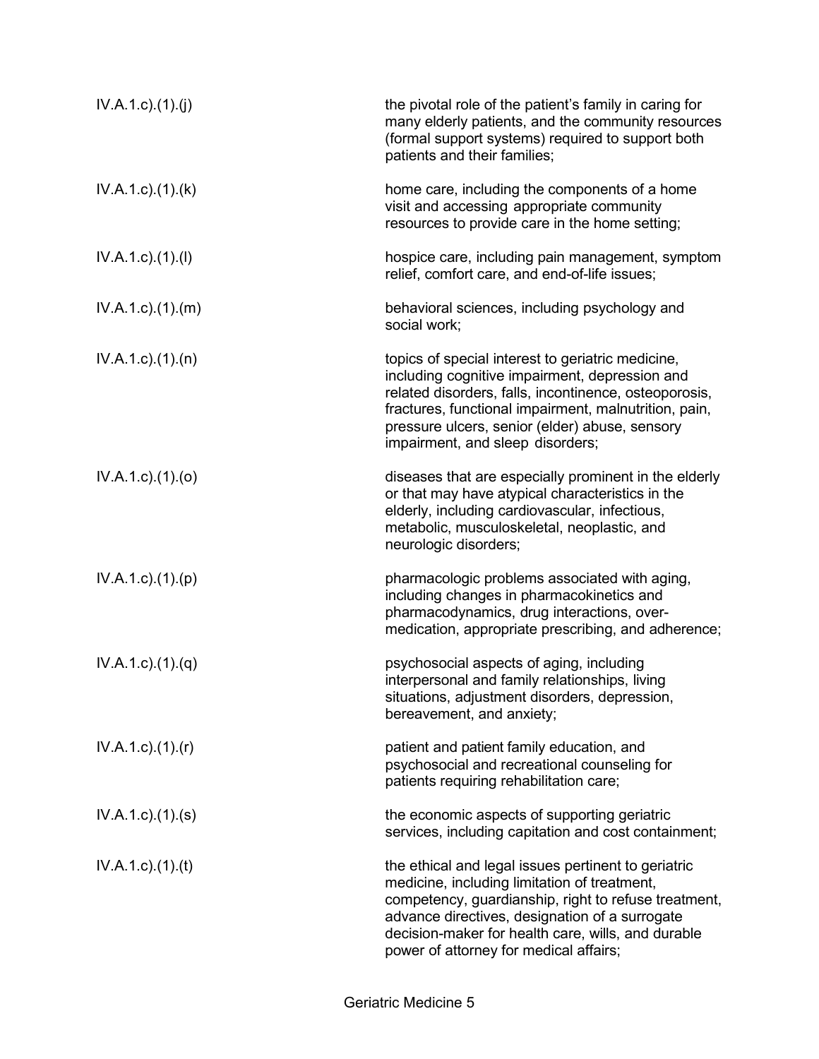| | |
|---|---|
| IV.A.1.c).(1).(j) | the pivotal role of the patient's family in caring for many elderly patients, and the community resources (formal support systems) required to support both patients and their families; |
| IV.A.1.c).(1).(k) | home care, including the components of a home visit and accessing appropriate community resources to provide care in the home setting; |
| IV.A.1.c).(1).(l) | hospice care, including pain management, symptom relief, comfort care, and end-of-life issues; |
| IV.A.1.c).(1).(m) | behavioral sciences, including psychology and social work; |
| IV.A.1.c).(1).(n) | topics of special interest to geriatric medicine, including cognitive impairment, depression and related disorders, falls, incontinence, osteoporosis, fractures, functional impairment, malnutrition, pain, pressure ulcers, senior (elder) abuse, sensory impairment, and sleep disorders; |
| IV.A.1.c).(1).(o) | diseases that are especially prominent in the elderly or that may have atypical characteristics in the elderly, including cardiovascular, infectious, metabolic, musculoskeletal, neoplastic, and neurologic disorders; |
| IV.A.1.c).(1).(p) | pharmacologic problems associated with aging, including changes in pharmacokinetics and pharmacodynamics, drug interactions, over-medication, appropriate prescribing, and adherence; |
| IV.A.1.c).(1).(q) | psychosocial aspects of aging, including interpersonal and family relationships, living situations, adjustment disorders, depression, bereavement, and anxiety; |
| IV.A.1.c).(1).(r) | patient and patient family education, and psychosocial and recreational counseling for patients requiring rehabilitation care; |
| IV.A.1.c).(1).(s) | the economic aspects of supporting geriatric services, including capitation and cost containment; |
| IV.A.1.c).(1).(t) | the ethical and legal issues pertinent to geriatric medicine, including limitation of treatment, competency, guardianship, right to refuse treatment, advance directives, designation of a surrogate decision-maker for health care, wills, and durable power of attorney for medical affairs; |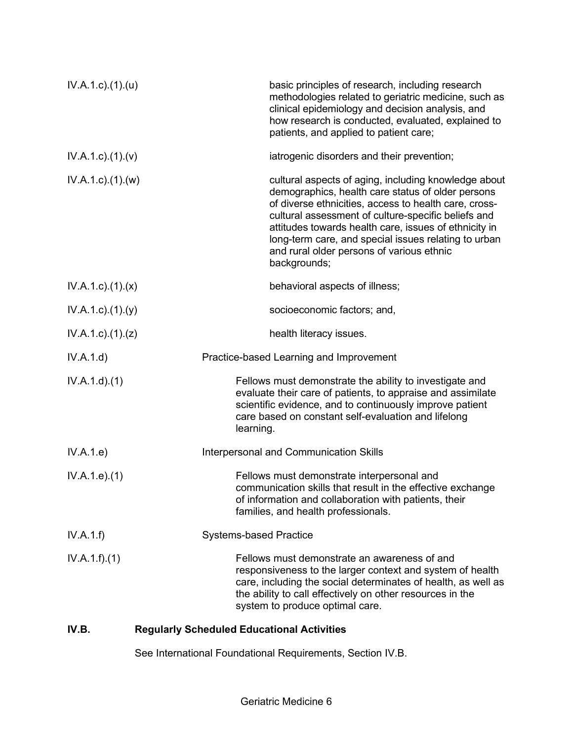IV.A.1.c).(1).(u) basic principles of research, including research methodologies related to geriatric medicine, such as clinical epidemiology and decision analysis, and how research is conducted, evaluated, explained to patients, and applied to patient care;

IV.A.1.c).(1).(v) iatrogenic disorders and their prevention;

IV.A.1.c).(1).(w) cultural aspects of aging, including knowledge about demographics, health care status of older persons of diverse ethnicities, access to health care, cross-cultural assessment of culture-specific beliefs and attitudes towards health care, issues of ethnicity in long-term care, and special issues relating to urban and rural older persons of various ethnic backgrounds;

IV.A.1.c).(1).(x) behavioral aspects of illness;

IV.A.1.c).(1).(y) socioeconomic factors; and,

IV.A.1.c).(1).(z) health literacy issues.

IV.A.1.d) Practice-based Learning and Improvement

IV.A.1.d).(1) Fellows must demonstrate the ability to investigate and evaluate their care of patients, to appraise and assimilate scientific evidence, and to continuously improve patient care based on constant self-evaluation and lifelong learning.

IV.A.1.e) Interpersonal and Communication Skills

IV.A.1.e).(1) Fellows must demonstrate interpersonal and communication skills that result in the effective exchange of information and collaboration with patients, their families, and health professionals.

IV.A.1.f) Systems-based Practice

IV.A.1.f).(1) Fellows must demonstrate an awareness of and responsiveness to the larger context and system of health care, including the social determinates of health, as well as the ability to call effectively on other resources in the system to produce optimal care.

**IV.B. Regularly Scheduled Educational Activities**

See International Foundational Requirements, Section IV.B.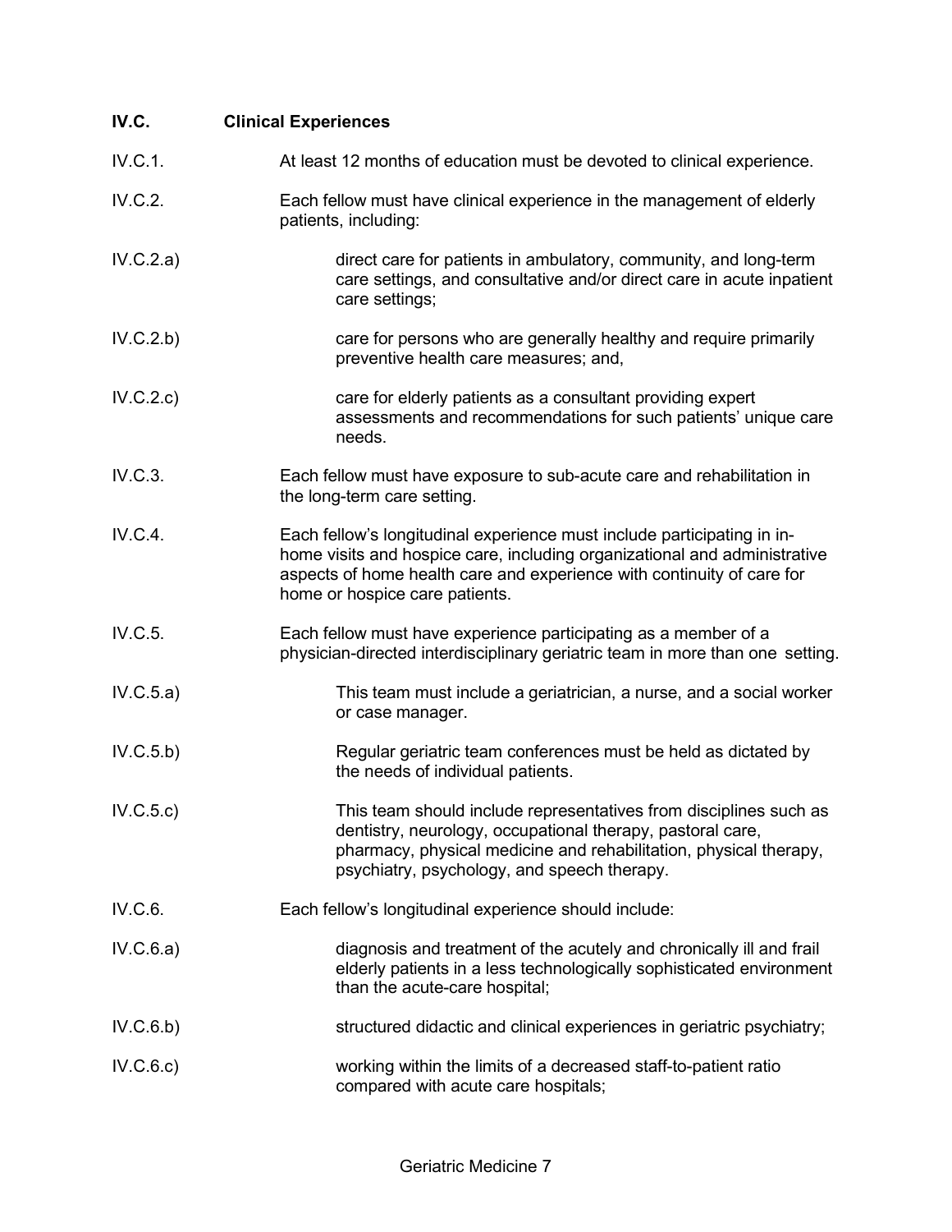## IV.C. Clinical Experiences

IV.C.1. At least 12 months of education must be devoted to clinical experience.

IV.C.2. Each fellow must have clinical experience in the management of elderly patients, including:

IV.C.2.a) direct care for patients in ambulatory, community, and long-term care settings, and consultative and/or direct care in acute inpatient care settings;

IV.C.2.b) care for persons who are generally healthy and require primarily preventive health care measures; and,

IV.C.2.c) care for elderly patients as a consultant providing expert assessments and recommendations for such patients' unique care needs.

IV.C.3. Each fellow must have exposure to sub-acute care and rehabilitation in the long-term care setting.

IV.C.4. Each fellow's longitudinal experience must include participating in in-home visits and hospice care, including organizational and administrative aspects of home health care and experience with continuity of care for home or hospice care patients.

IV.C.5. Each fellow must have experience participating as a member of a physician-directed interdisciplinary geriatric team in more than one setting.

IV.C.5.a) This team must include a geriatrician, a nurse, and a social worker or case manager.

IV.C.5.b) Regular geriatric team conferences must be held as dictated by the needs of individual patients.

IV.C.5.c) This team should include representatives from disciplines such as dentistry, neurology, occupational therapy, pastoral care, pharmacy, physical medicine and rehabilitation, physical therapy, psychiatry, psychology, and speech therapy.

IV.C.6. Each fellow's longitudinal experience should include:

IV.C.6.a) diagnosis and treatment of the acutely and chronically ill and frail elderly patients in a less technologically sophisticated environment than the acute-care hospital;

IV.C.6.b) structured didactic and clinical experiences in geriatric psychiatry;

IV.C.6.c) working within the limits of a decreased staff-to-patient ratio compared with acute care hospitals;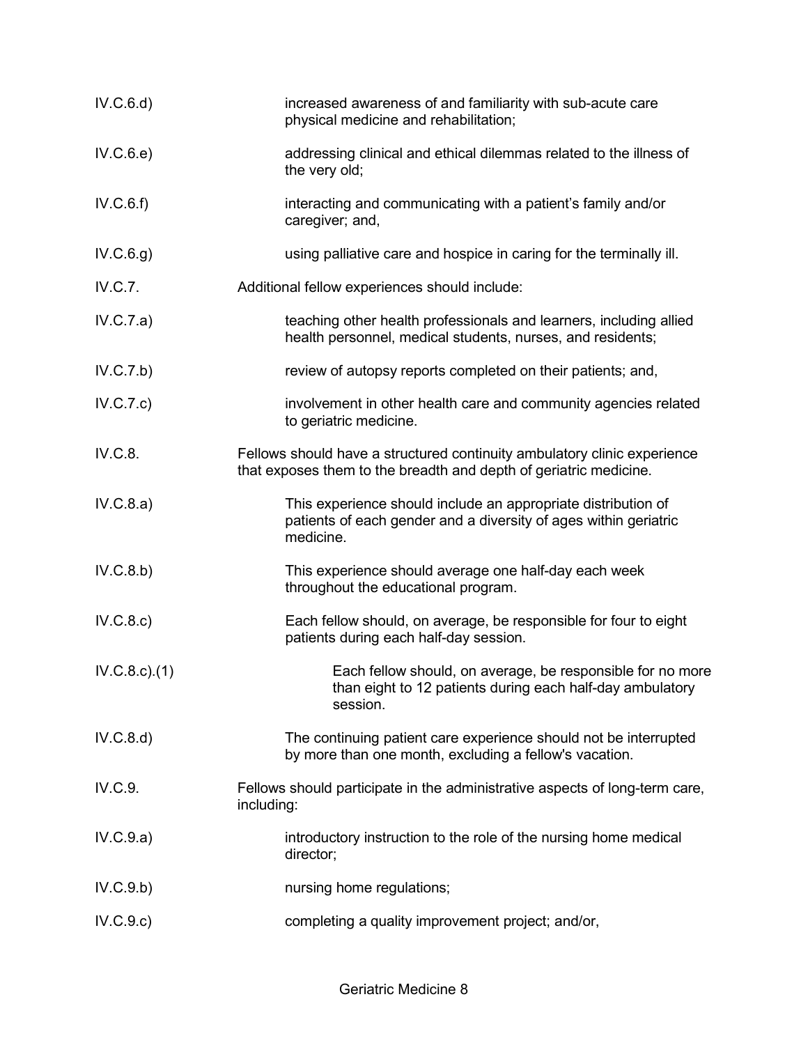IV.C.6.d) increased awareness of and familiarity with sub-acute care physical medicine and rehabilitation;

IV.C.6.e) addressing clinical and ethical dilemmas related to the illness of the very old;

IV.C.6.f) interacting and communicating with a patient's family and/or caregiver; and,

IV.C.6.g) using palliative care and hospice in caring for the terminally ill.

IV.C.7. Additional fellow experiences should include:

IV.C.7.a) teaching other health professionals and learners, including allied health personnel, medical students, nurses, and residents;

IV.C.7.b) review of autopsy reports completed on their patients; and,

IV.C.7.c) involvement in other health care and community agencies related to geriatric medicine.

IV.C.8. Fellows should have a structured continuity ambulatory clinic experience that exposes them to the breadth and depth of geriatric medicine.

IV.C.8.a) This experience should include an appropriate distribution of patients of each gender and a diversity of ages within geriatric medicine.

IV.C.8.b) This experience should average one half-day each week throughout the educational program.

IV.C.8.c) Each fellow should, on average, be responsible for four to eight patients during each half-day session.

IV.C.8.c).(1) Each fellow should, on average, be responsible for no more than eight to 12 patients during each half-day ambulatory session.

IV.C.8.d) The continuing patient care experience should not be interrupted by more than one month, excluding a fellow's vacation.

IV.C.9. Fellows should participate in the administrative aspects of long-term care, including:

IV.C.9.a) introductory instruction to the role of the nursing home medical director;

IV.C.9.b) nursing home regulations;

IV.C.9.c) completing a quality improvement project; and/or,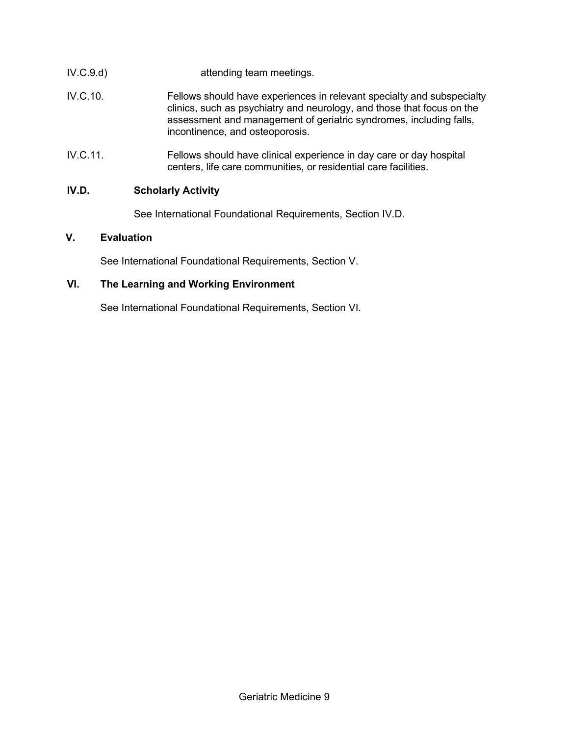IV.C.9.d) attending team meetings.

IV.C.10. Fellows should have experiences in relevant specialty and subspecialty clinics, such as psychiatry and neurology, and those that focus on the assessment and management of geriatric syndromes, including falls, incontinence, and osteoporosis.

IV.C.11. Fellows should have clinical experience in day care or day hospital centers, life care communities, or residential care facilities.

**IV.D. Scholarly Activity**

See International Foundational Requirements, Section IV.D.

**V. Evaluation**

See International Foundational Requirements, Section V.

**VI. The Learning and Working Environment**

See International Foundational Requirements, Section VI.